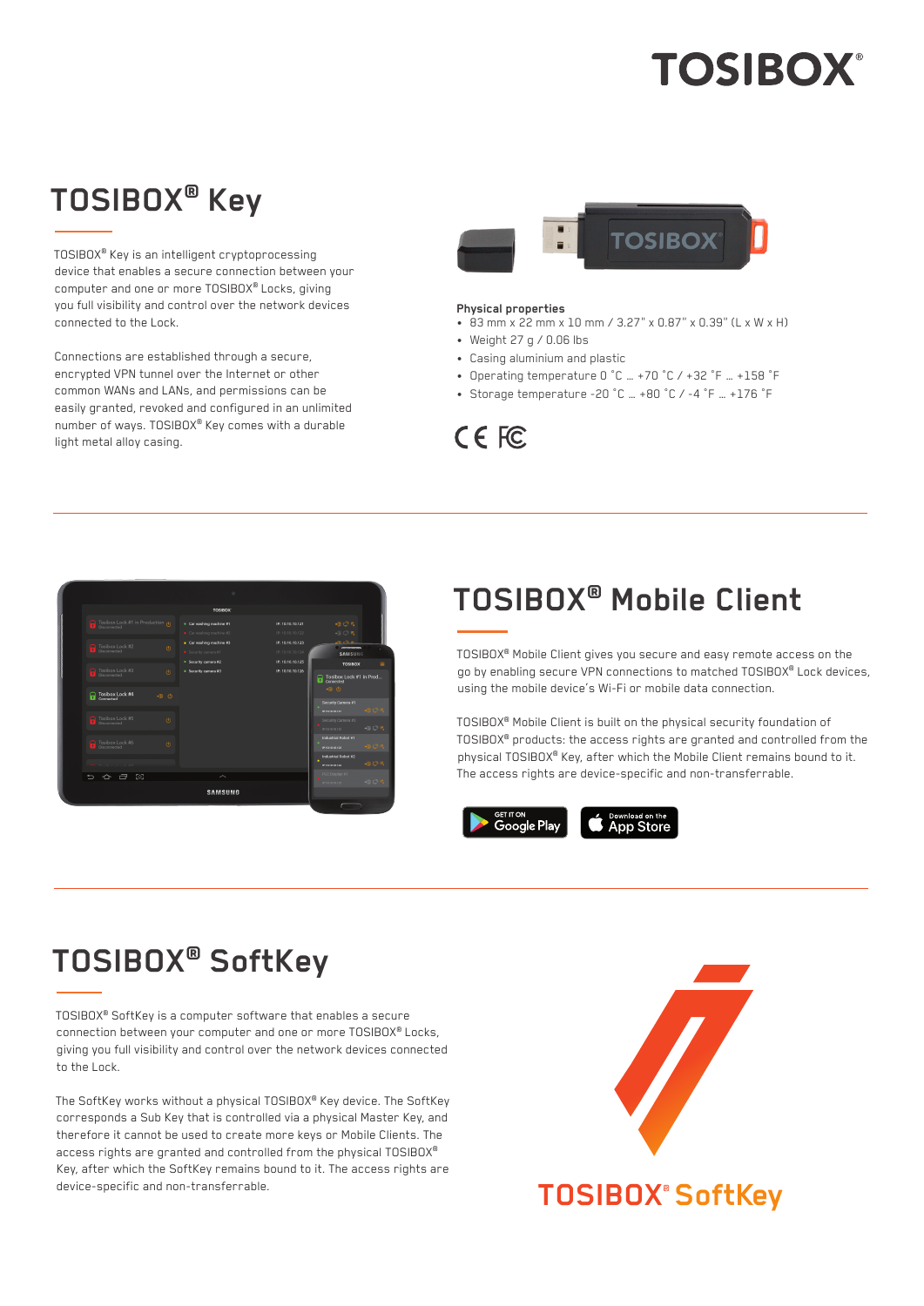# TOSIBOX® Key

TOSIBOX® Key is an intelligent cryptoprocessing device that enables a secure connection between your computer and one or more TOSIBOX® Locks, giving you full visibility and control over the network devices connected to the Lock.

Connections are established through a secure, encrypted VPN tunnel over the Internet or other common WANs and LANs, and permissions can be easily granted, revoked and configured in an unlimited number of ways. TOSIBOX® Key comes with a durable light metal alloy casing.

**Physical properties**

- 83 mm x 22 mm x 10 mm / 3.27" x 0.87" x 0.39" (L x W x H)
- Weight 27 g / 0.06 lbs
- Casing aluminium and plastic
- Operating temperature 0 °C … +70 °C / +32 °F … +158 °F
- Storage temperature -20 °C … +80 °C / -4 °F … +176 °F

CE FC

# TOSIBOX® Mobile Client

TOSIBOX® Mobile Client gives you secure and easy remote access on the go by enabling secure VPN connections to matched TOSIBOX® Lock devices, using the mobile device's Wi-Fi or mobile data connection.

TOSIBOX® Mobile Client is built on the physical security foundation of TOSIBOX® products: the access rights are granted and controlled from the physical TOSIBOX® Key, after which the Mobile Client remains bound to it. The access rights are device-specific and non-transferrable.

GET IT ON Google Play | Download on the App Store

# TOSIBOX® SoftKey

TOSIBOX® SoftKey is a computer software that enables a secure connection between your computer and one or more TOSIBOX® Locks, giving you full visibility and control over the network devices connected to the Lock.

The SoftKey works without a physical TOSIBOX® Key device. The SoftKey corresponds a Sub Key that is controlled via a physical Master Key, and therefore it cannot be used to create more keys or Mobile Clients. The access rights are granted and controlled from the physical TOSIBOX® Key, after which the SoftKey remains bound to it. The access rights are device-specific and non-transferrable.

TOSIBOX® SoftKey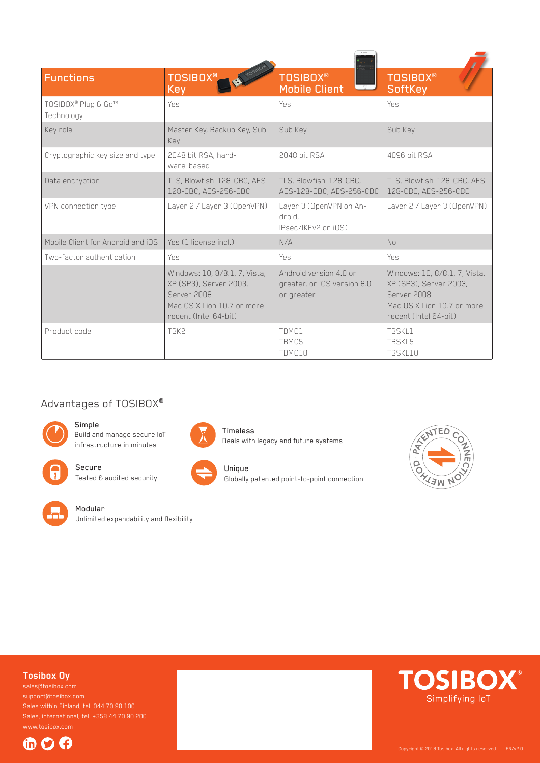| Functions | TOSIBOX® Key | TOSIBOX® Mobile Client | TOSIBOX® SoftKey |
| --- | --- | --- | --- |
| TOSIBOX® Plug & Go™ Technology | Yes | Yes | Yes |
| Key role | Master Key, Backup Key, Sub Key | Sub Key | Sub Key |
| Cryptographic key size and type | 2048 bit RSA, hardware-based | 2048 bit RSA | 4096 bit RSA |
| Data encryption | TLS, Blowfish-128-CBC, AES-128-CBC, AES-256-CBC | TLS, Blowfish-128-CBC, AES-128-CBC, AES-256-CBC | TLS, Blowfish-128-CBC, AES-128-CBC, AES-256-CBC |
| VPN connection type | Layer 2 / Layer 3 (OpenVPN) | Layer 3 (OpenVPN on Android, IPsec/IKEv2 on iOS) | Layer 2 / Layer 3 (OpenVPN) |
| Mobile Client for Android and iOS | Yes (1 license incl.) | N/A | No |
| Two-factor authentication | Yes | Yes | Yes |
| | Windows: 10, 8/8.1, 7, Vista, XP (SP3), Server 2003, Server 2008 Mac OS X Lion 10.7 or more recent (Intel 64-bit) | Android version 4.0 or greater, or iOS version 8.0 or greater | Windows: 10, 8/8.1, 7, Vista, XP (SP3), Server 2003, Server 2008 Mac OS X Lion 10.7 or more recent (Intel 64-bit) |
| Product code | TBK2 | TBMC1 TBMC5 TBMC10 | TBSKL1 TBSKL5 TBSKL10 |

## Advantages of TOSIBOX®

**Simple**
Build and manage secure IoT infrastructure in minutes

**Secure**
Tested & audited security

**Modular**
Unlimited expandability and flexibility

**Timeless**
Deals with legacy and future systems

**Unique**
Globally patented point-to-point connection

PATENTED CONNECTION METHOD

**Tosibox Oy**
sales@tosibox.com
support@tosibox.com
Sales within Finland, tel. 044 70 90 100
Sales, international, tel. +358 44 70 90 200
www.tosibox.com

TOSIBOX® Simplifying IoT

Copyright © 2018 Tosibox. All rights reserved. EN/v2.0